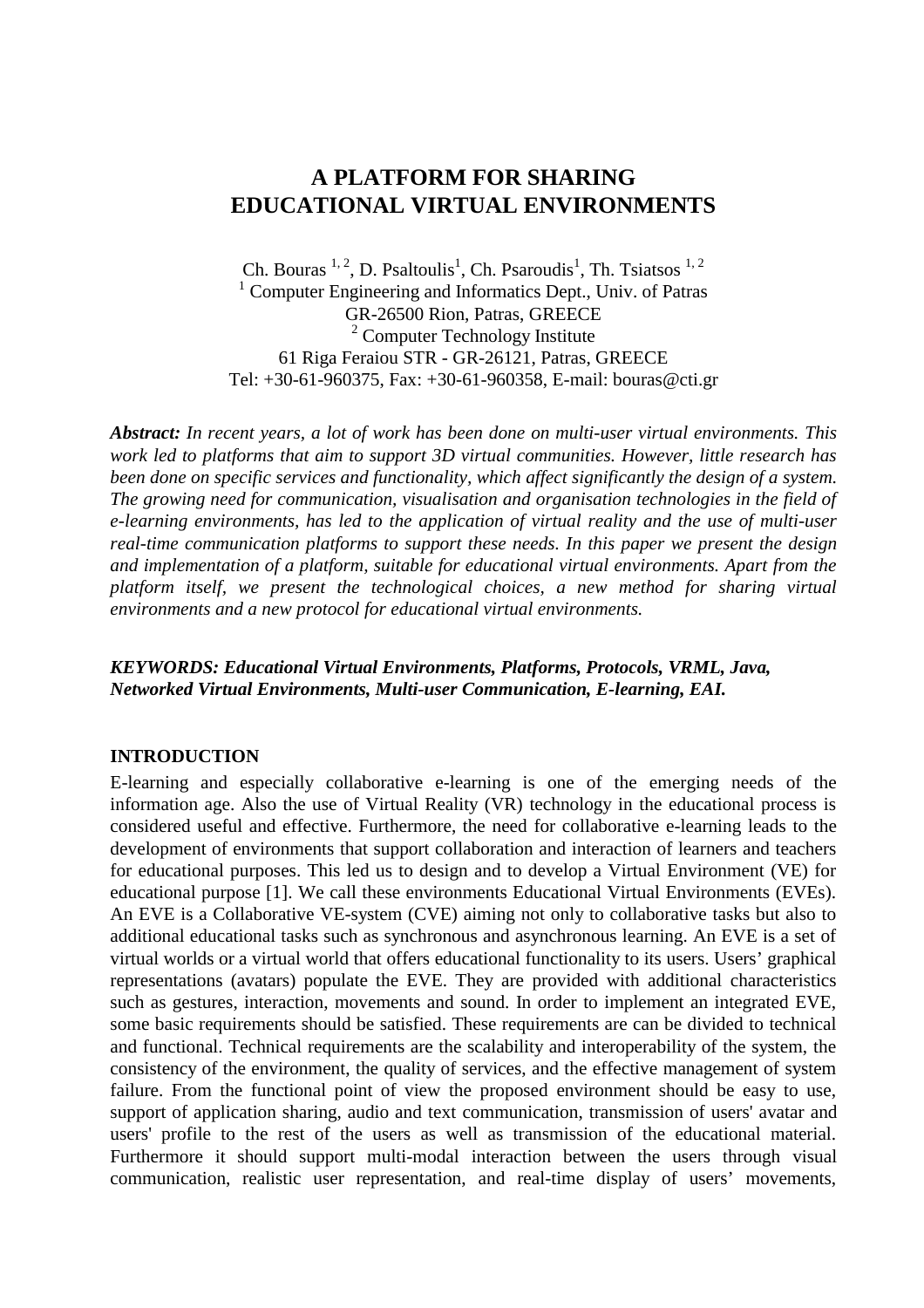# A PLATFORM FOR SHARING EDUCATIONAL VIRTUAL ENVIRONMENTS

Ch. Bouras [1, 2], D. Psaltoulis[1], Ch. Psaroudis[1], Th. Tsiatsos [1, 2]
[1] Computer Engineering and Informatics Dept., Univ. of Patras
GR-26500 Rion, Patras, GREECE
[2] Computer Technology Institute
61 Riga Feraiou STR - GR-26121, Patras, GREECE
Tel: +30-61-960375, Fax: +30-61-960358, E-mail: bouras@cti.gr

***Abstract:*** *In recent years, a lot of work has been done on multi-user virtual environments. This work led to platforms that aim to support 3D virtual communities. However, little research has been done on specific services and functionality, which affect significantly the design of a system. The growing need for communication, visualisation and organisation technologies in the field of e-learning environments, has led to the application of virtual reality and the use of multi-user real-time communication platforms to support these needs. In this paper we present the design and implementation of a platform, suitable for educational virtual environments. Apart from the platform itself, we present the technological choices, a new method for sharing virtual environments and a new protocol for educational virtual environments.*

***KEYWORDS: Educational Virtual Environments, Platforms, Protocols, VRML, Java, Networked Virtual Environments, Multi-user Communication, E-learning, EAI.***

## INTRODUCTION

E-learning and especially collaborative e-learning is one of the emerging needs of the information age. Also the use of Virtual Reality (VR) technology in the educational process is considered useful and effective. Furthermore, the need for collaborative e-learning leads to the development of environments that support collaboration and interaction of learners and teachers for educational purposes. This led us to design and to develop a Virtual Environment (VE) for educational purpose [1]. We call these environments Educational Virtual Environments (EVEs). An EVE is a Collaborative VE-system (CVE) aiming not only to collaborative tasks but also to additional educational tasks such as synchronous and asynchronous learning. An EVE is a set of virtual worlds or a virtual world that offers educational functionality to its users. Users' graphical representations (avatars) populate the EVE. They are provided with additional characteristics such as gestures, interaction, movements and sound. In order to implement an integrated EVE, some basic requirements should be satisfied. These requirements are can be divided to technical and functional. Technical requirements are the scalability and interoperability of the system, the consistency of the environment, the quality of services, and the effective management of system failure. From the functional point of view the proposed environment should be easy to use, support of application sharing, audio and text communication, transmission of users' avatar and users' profile to the rest of the users as well as transmission of the educational material. Furthermore it should support multi-modal interaction between the users through visual communication, realistic user representation, and real-time display of users' movements,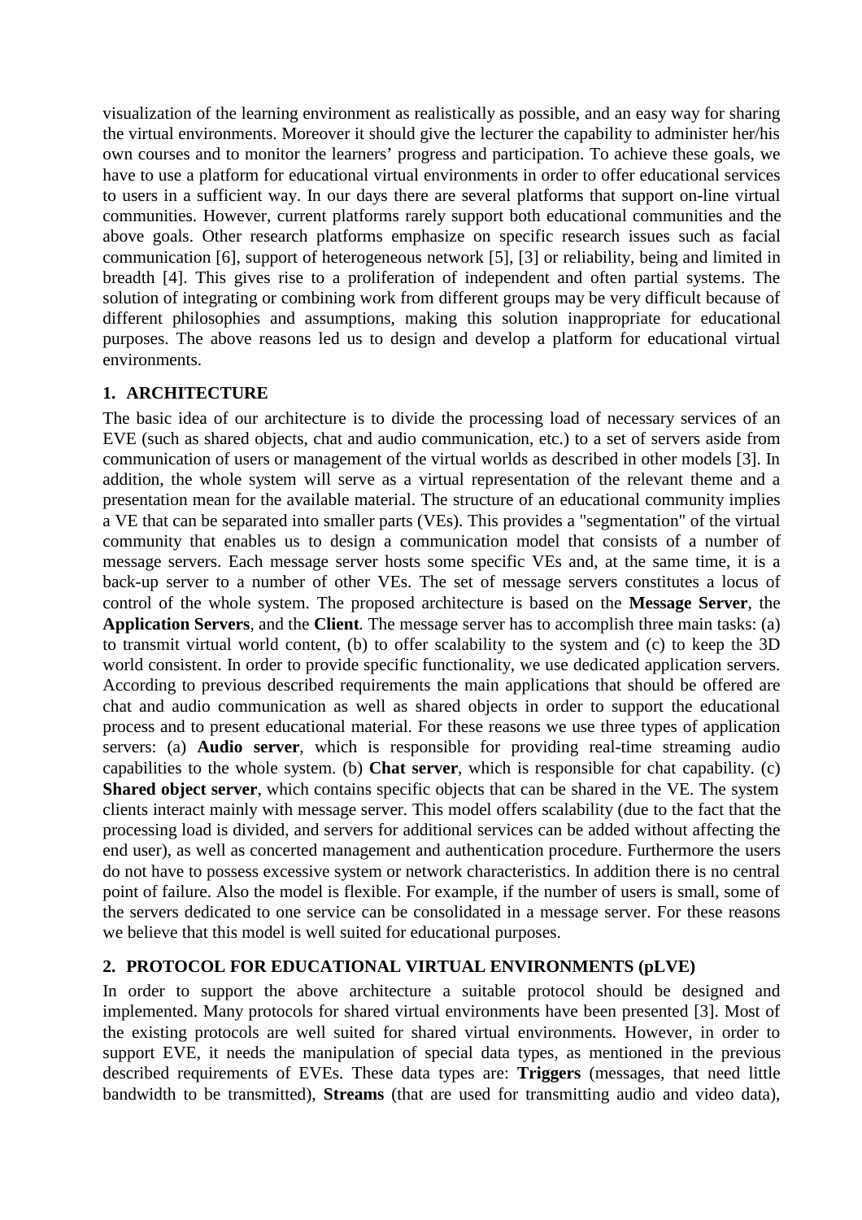visualization of the learning environment as realistically as possible, and an easy way for sharing the virtual environments. Moreover it should give the lecturer the capability to administer her/his own courses and to monitor the learners' progress and participation. To achieve these goals, we have to use a platform for educational virtual environments in order to offer educational services to users in a sufficient way. In our days there are several platforms that support on-line virtual communities. However, current platforms rarely support both educational communities and the above goals. Other research platforms emphasize on specific research issues such as facial communication [6], support of heterogeneous network [5], [3] or reliability, being and limited in breadth [4]. This gives rise to a proliferation of independent and often partial systems. The solution of integrating or combining work from different groups may be very difficult because of different philosophies and assumptions, making this solution inappropriate for educational purposes. The above reasons led us to design and develop a platform for educational virtual environments.

## 1. ARCHITECTURE

The basic idea of our architecture is to divide the processing load of necessary services of an EVE (such as shared objects, chat and audio communication, etc.) to a set of servers aside from communication of users or management of the virtual worlds as described in other models [3]. In addition, the whole system will serve as a virtual representation of the relevant theme and a presentation mean for the available material. The structure of an educational community implies a VE that can be separated into smaller parts (VEs). This provides a "segmentation" of the virtual community that enables us to design a communication model that consists of a number of message servers. Each message server hosts some specific VEs and, at the same time, it is a back-up server to a number of other VEs. The set of message servers constitutes a locus of control of the whole system. The proposed architecture is based on the **Message Server**, the **Application Servers**, and the **Client**. The message server has to accomplish three main tasks: (a) to transmit virtual world content, (b) to offer scalability to the system and (c) to keep the 3D world consistent. In order to provide specific functionality, we use dedicated application servers. According to previous described requirements the main applications that should be offered are chat and audio communication as well as shared objects in order to support the educational process and to present educational material. For these reasons we use three types of application servers: (a) **Audio server**, which is responsible for providing real-time streaming audio capabilities to the whole system. (b) **Chat server**, which is responsible for chat capability. (c) **Shared object server**, which contains specific objects that can be shared in the VE. The system clients interact mainly with message server. This model offers scalability (due to the fact that the processing load is divided, and servers for additional services can be added without affecting the end user), as well as concerted management and authentication procedure. Furthermore the users do not have to possess excessive system or network characteristics. In addition there is no central point of failure. Also the model is flexible. For example, if the number of users is small, some of the servers dedicated to one service can be consolidated in a message server. For these reasons we believe that this model is well suited for educational purposes.

## 2. PROTOCOL FOR EDUCATIONAL VIRTUAL ENVIRONMENTS (pLVE)

In order to support the above architecture a suitable protocol should be designed and implemented. Many protocols for shared virtual environments have been presented [3]. Most of the existing protocols are well suited for shared virtual environments. However, in order to support EVE, it needs the manipulation of special data types, as mentioned in the previous described requirements of EVEs. These data types are: **Triggers** (messages, that need little bandwidth to be transmitted), **Streams** (that are used for transmitting audio and video data),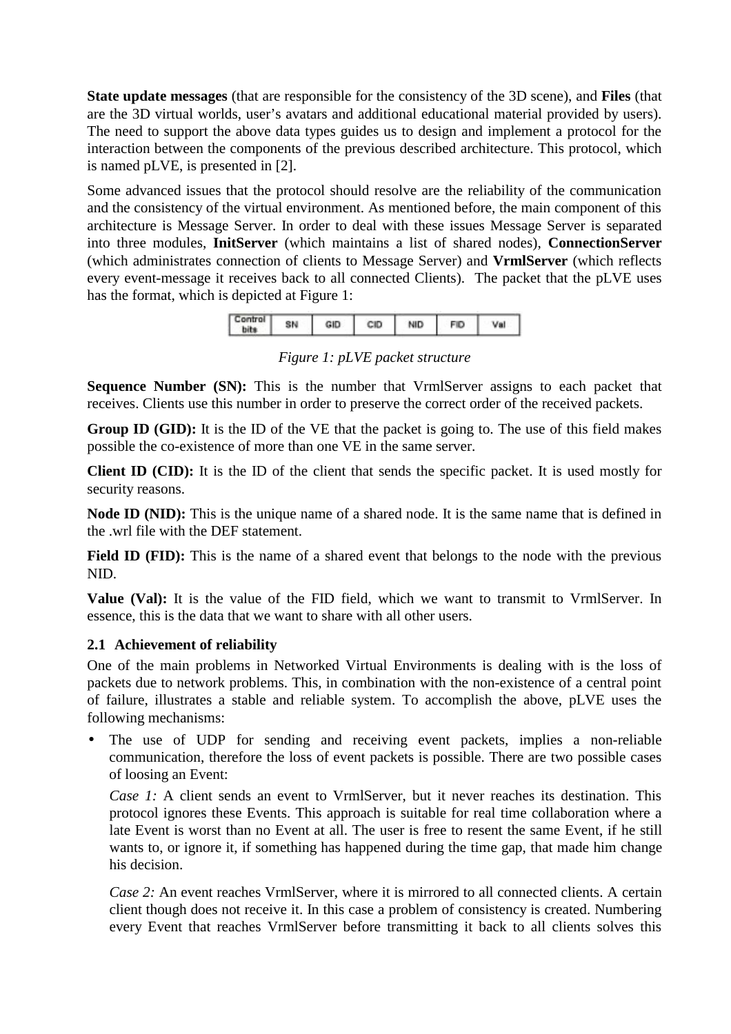**State update messages** (that are responsible for the consistency of the 3D scene), and **Files** (that are the 3D virtual worlds, user's avatars and additional educational material provided by users). The need to support the above data types guides us to design and implement a protocol for the interaction between the components of the previous described architecture. This protocol, which is named pLVE, is presented in [2].

Some advanced issues that the protocol should resolve are the reliability of the communication and the consistency of the virtual environment. As mentioned before, the main component of this architecture is Message Server. In order to deal with these issues Message Server is separated into three modules, **InitServer** (which maintains a list of shared nodes), **ConnectionServer** (which administrates connection of clients to Message Server) and **VrmlServer** (which reflects every event-message it receives back to all connected Clients). The packet that the pLVE uses has the format, which is depicted at Figure 1:

| Control bits | SN | GID | CID | NID | FID | Val |
|---|---|---|---|---|---|---|

*Figure 1: pLVE packet structure*

**Sequence Number (SN):** This is the number that VrmlServer assigns to each packet that receives. Clients use this number in order to preserve the correct order of the received packets.

**Group ID (GID):** It is the ID of the VE that the packet is going to. The use of this field makes possible the co-existence of more than one VE in the same server.

**Client ID (CID):** It is the ID of the client that sends the specific packet. It is used mostly for security reasons.

**Node ID (NID):** This is the unique name of a shared node. It is the same name that is defined in the .wrl file with the DEF statement.

**Field ID (FID):** This is the name of a shared event that belongs to the node with the previous NID.

**Value (Val):** It is the value of the FID field, which we want to transmit to VrmlServer. In essence, this is the data that we want to share with all other users.

### 2.1 Achievement of reliability

One of the main problems in Networked Virtual Environments is dealing with is the loss of packets due to network problems. This, in combination with the non-existence of a central point of failure, illustrates a stable and reliable system. To accomplish the above, pLVE uses the following mechanisms:

- The use of UDP for sending and receiving event packets, implies a non-reliable communication, therefore the loss of event packets is possible. There are two possible cases of loosing an Event:

  *Case 1:* A client sends an event to VrmlServer, but it never reaches its destination. This protocol ignores these Events. This approach is suitable for real time collaboration where a late Event is worst than no Event at all. The user is free to resent the same Event, if he still wants to, or ignore it, if something has happened during the time gap, that made him change his decision.

  *Case 2:* An event reaches VrmlServer, where it is mirrored to all connected clients. A certain client though does not receive it. In this case a problem of consistency is created. Numbering every Event that reaches VrmlServer before transmitting it back to all clients solves this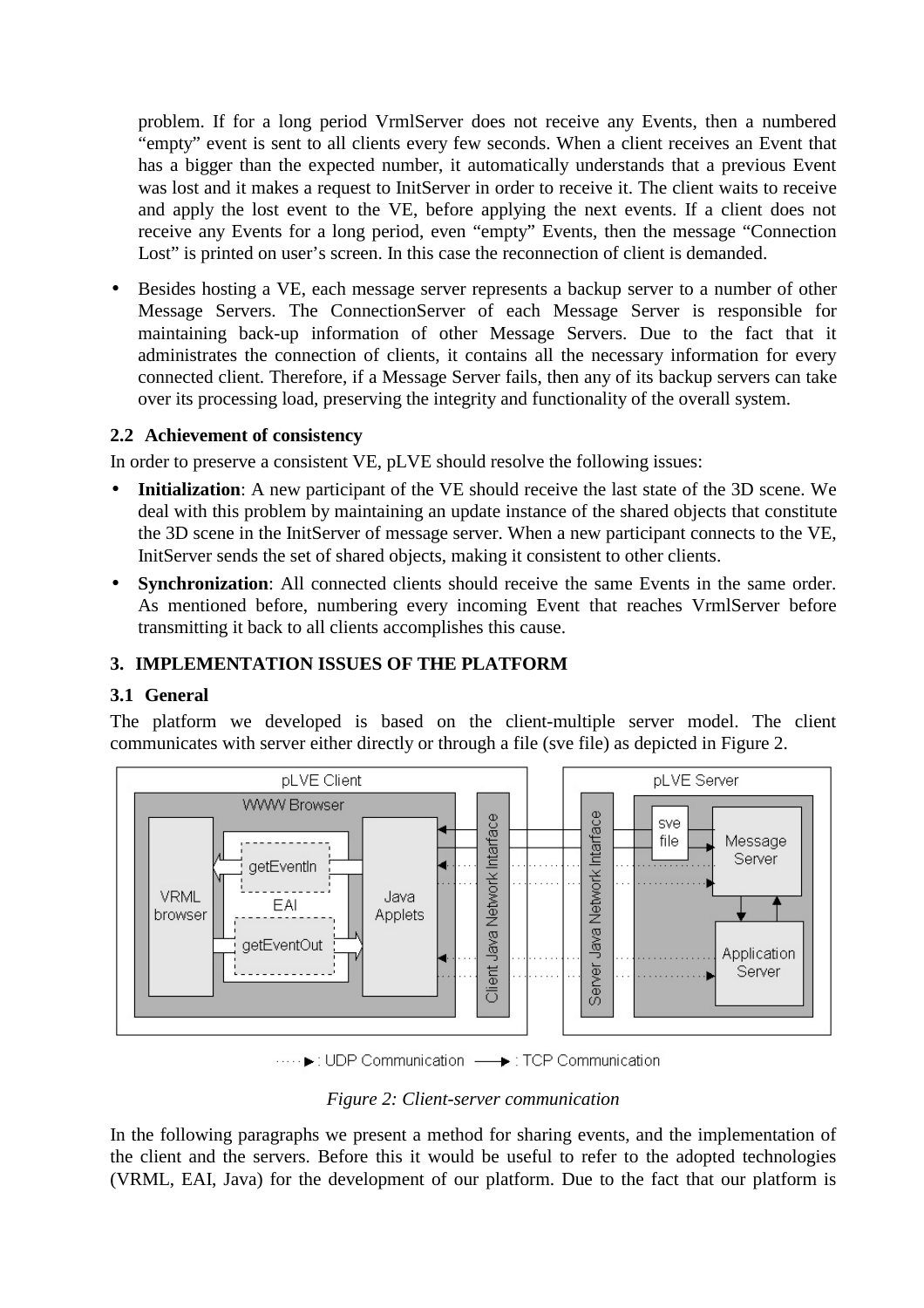problem. If for a long period VrmlServer does not receive any Events, then a numbered "empty" event is sent to all clients every few seconds. When a client receives an Event that has a bigger than the expected number, it automatically understands that a previous Event was lost and it makes a request to InitServer in order to receive it. The client waits to receive and apply the lost event to the VE, before applying the next events. If a client does not receive any Events for a long period, even "empty" Events, then the message "Connection Lost" is printed on user's screen. In this case the reconnection of client is demanded.

- Besides hosting a VE, each message server represents a backup server to a number of other Message Servers. The ConnectionServer of each Message Server is responsible for maintaining back-up information of other Message Servers. Due to the fact that it administrates the connection of clients, it contains all the necessary information for every connected client. Therefore, if a Message Server fails, then any of its backup servers can take over its processing load, preserving the integrity and functionality of the overall system.

### 2.2 Achievement of consistency

In order to preserve a consistent VE, pLVE should resolve the following issues:

- **Initialization**: A new participant of the VE should receive the last state of the 3D scene. We deal with this problem by maintaining an update instance of the shared objects that constitute the 3D scene in the InitServer of message server. When a new participant connects to the VE, InitServer sends the set of shared objects, making it consistent to other clients.
- **Synchronization**: All connected clients should receive the same Events in the same order. As mentioned before, numbering every incoming Event that reaches VrmlServer before transmitting it back to all clients accomplishes this cause.

## 3. IMPLEMENTATION ISSUES OF THE PLATFORM

### 3.1 General

The platform we developed is based on the client-multiple server model. The client communicates with server either directly or through a file (sve file) as depicted in Figure 2.

*Figure 2: Client-server communication*

In the following paragraphs we present a method for sharing events, and the implementation of the client and the servers. Before this it would be useful to refer to the adopted technologies (VRML, EAI, Java) for the development of our platform. Due to the fact that our platform is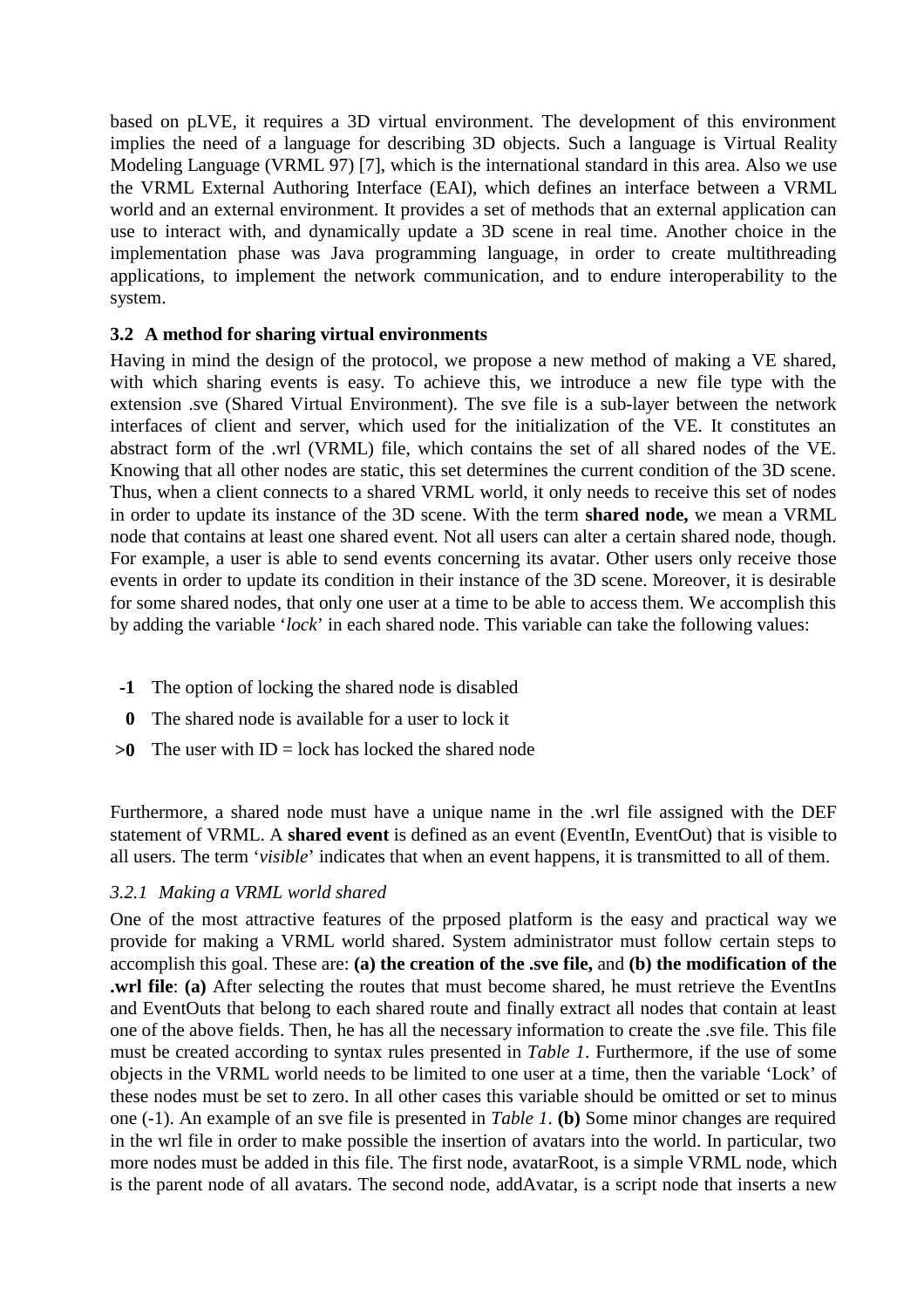based on pLVE, it requires a 3D virtual environment. The development of this environment implies the need of a language for describing 3D objects. Such a language is Virtual Reality Modeling Language (VRML 97) [7], which is the international standard in this area. Also we use the VRML External Authoring Interface (EAI), which defines an interface between a VRML world and an external environment. It provides a set of methods that an external application can use to interact with, and dynamically update a 3D scene in real time. Another choice in the implementation phase was Java programming language, in order to create multithreading applications, to implement the network communication, and to endure interoperability to the system.

### 3.2 A method for sharing virtual environments

Having in mind the design of the protocol, we propose a new method of making a VE shared, with which sharing events is easy. To achieve this, we introduce a new file type with the extension .sve (Shared Virtual Environment). The sve file is a sub-layer between the network interfaces of client and server, which used for the initialization of the VE. It constitutes an abstract form of the .wrl (VRML) file, which contains the set of all shared nodes of the VE. Knowing that all other nodes are static, this set determines the current condition of the 3D scene. Thus, when a client connects to a shared VRML world, it only needs to receive this set of nodes in order to update its instance of the 3D scene. With the term **shared node,** we mean a VRML node that contains at least one shared event. Not all users can alter a certain shared node, though. For example, a user is able to send events concerning its avatar. Other users only receive those events in order to update its condition in their instance of the 3D scene. Moreover, it is desirable for some shared nodes, that only one user at a time to be able to access them. We accomplish this by adding the variable '*lock*' in each shared node. This variable can take the following values:

- **-1** The option of locking the shared node is disabled
- **0** The shared node is available for a user to lock it
- **>0** The user with ID = lock has locked the shared node

Furthermore, a shared node must have a unique name in the .wrl file assigned with the DEF statement of VRML. A **shared event** is defined as an event (EventIn, EventOut) that is visible to all users. The term '*visible*' indicates that when an event happens, it is transmitted to all of them.

#### *3.2.1 Making a VRML world shared*

One of the most attractive features of the prposed platform is the easy and practical way we provide for making a VRML world shared. System administrator must follow certain steps to accomplish this goal. These are: **(a) the creation of the .sve file,** and **(b) the modification of the .wrl file**: **(a)** After selecting the routes that must become shared, he must retrieve the EventIns and EventOuts that belong to each shared route and finally extract all nodes that contain at least one of the above fields. Then, he has all the necessary information to create the .sve file. This file must be created according to syntax rules presented in *Table 1*. Furthermore, if the use of some objects in the VRML world needs to be limited to one user at a time, then the variable 'Lock' of these nodes must be set to zero. In all other cases this variable should be omitted or set to minus one (-1). An example of an sve file is presented in *Table 1*. **(b)** Some minor changes are required in the wrl file in order to make possible the insertion of avatars into the world. In particular, two more nodes must be added in this file. The first node, avatarRoot, is a simple VRML node, which is the parent node of all avatars. The second node, addAvatar, is a script node that inserts a new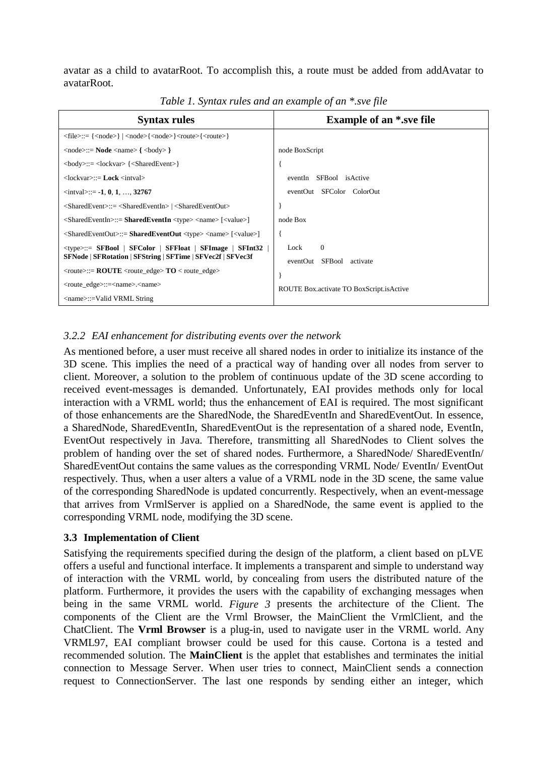avatar as a child to avatarRoot. To accomplish this, a route must be added from addAvatar to avatarRoot.

*Table 1. Syntax rules and an example of an *.sve file*

| Syntax rules | Example of an *.sve file |
| --- | --- |
| <file>::= {<node>} \| <node>{<node>}<route>{<route>} | |
| <node>::= **Node** <name> **{** <body> **}** | node BoxScript |
| <body>::= <lockvar> {<SharedEvent>} | { |
| <lockvar>::= **Lock** <intval> | eventIn SFBool isActive |
| <intval>::= **-1**, **0**, **1**, …, **32767** | eventOut SFColor ColorOut |
| <SharedEvent>::= <SharedEventIn> \| <SharedEventOut> | } |
| <SharedEventIn>::= **SharedEventIn** <type> <name> [<value>] | node Box |
| <SharedEventOut>::= **SharedEventOut** <type> <name> [<value>] | { |
| <type>::= **SFBool** \| **SFColor** \| **SFFloat** \| **SFImage** \| **SFInt32** \| **SFNode** \| **SFRotation** \| **SFString** \| **SFTime** \| **SFVec2f** \| **SFVec3f** | Lock 0<br>eventOut SFBool activate |
| <route>::= **ROUTE** <route_edge> **TO** < route_edge> | } |
| <route_edge>::=<name>.<name> | ROUTE Box.activate TO BoxScript.isActive |
| <name>::=Valid VRML String | |

### 3.2.2 EAI enhancement for distributing events over the network

As mentioned before, a user must receive all shared nodes in order to initialize its instance of the 3D scene. This implies the need of a practical way of handing over all nodes from server to client. Moreover, a solution to the problem of continuous update of the 3D scene according to received event-messages is demanded. Unfortunately, EAI provides methods only for local interaction with a VRML world; thus the enhancement of EAI is required. The most significant of those enhancements are the SharedNode, the SharedEventIn and SharedEventOut. In essence, a SharedNode, SharedEventIn, SharedEventOut is the representation of a shared node, EventIn, EventOut respectively in Java. Therefore, transmitting all SharedNodes to Client solves the problem of handing over the set of shared nodes. Furthermore, a SharedNode/ SharedEventIn/ SharedEventOut contains the same values as the corresponding VRML Node/ EventIn/ EventOut respectively. Thus, when a user alters a value of a VRML node in the 3D scene, the same value of the corresponding SharedNode is updated concurrently. Respectively, when an event-message that arrives from VrmlServer is applied on a SharedNode, the same event is applied to the corresponding VRML node, modifying the 3D scene.

## 3.3 Implementation of Client

Satisfying the requirements specified during the design of the platform, a client based on pLVE offers a useful and functional interface. It implements a transparent and simple to understand way of interaction with the VRML world, by concealing from users the distributed nature of the platform. Furthermore, it provides the users with the capability of exchanging messages when being in the same VRML world. *Figure 3* presents the architecture of the Client. The components of the Client are the Vrml Browser, the MainClient the VrmlClient, and the ChatClient. The **Vrml Browser** is a plug-in, used to navigate user in the VRML world. Any VRML97, EAI compliant browser could be used for this cause. Cortona is a tested and recommended solution. The **MainClient** is the applet that establishes and terminates the initial connection to Message Server. When user tries to connect, MainClient sends a connection request to ConnectionServer. The last one responds by sending either an integer, which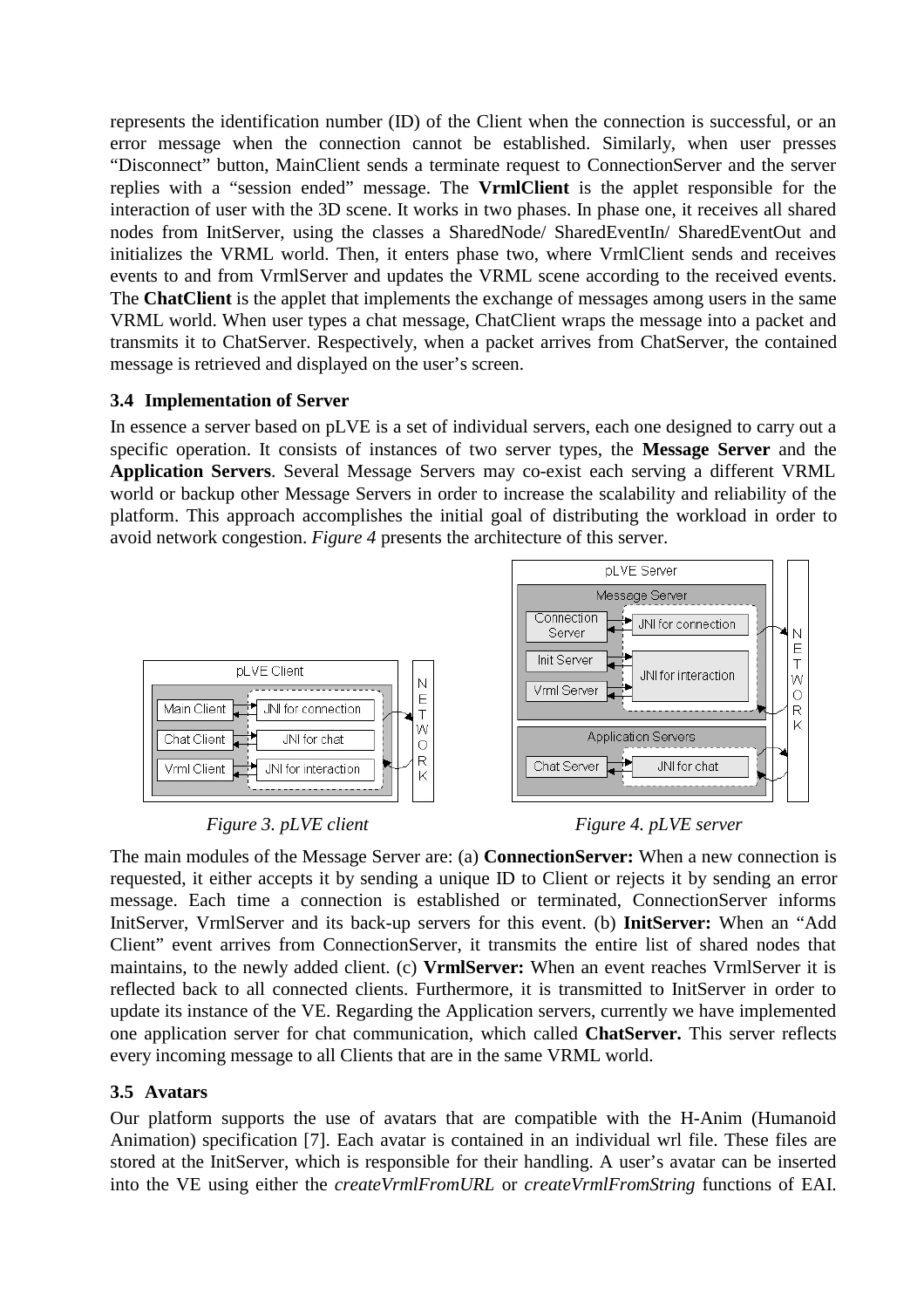represents the identification number (ID) of the Client when the connection is successful, or an error message when the connection cannot be established. Similarly, when user presses "Disconnect" button, MainClient sends a terminate request to ConnectionServer and the server replies with a "session ended" message. The **VrmlClient** is the applet responsible for the interaction of user with the 3D scene. It works in two phases. In phase one, it receives all shared nodes from InitServer, using the classes a SharedNode/ SharedEventIn/ SharedEventOut and initializes the VRML world. Then, it enters phase two, where VrmlClient sends and receives events to and from VrmlServer and updates the VRML scene according to the received events. The **ChatClient** is the applet that implements the exchange of messages among users in the same VRML world. When user types a chat message, ChatClient wraps the message into a packet and transmits it to ChatServer. Respectively, when a packet arrives from ChatServer, the contained message is retrieved and displayed on the user's screen.

### 3.4 Implementation of Server

In essence a server based on pLVE is a set of individual servers, each one designed to carry out a specific operation. It consists of instances of two server types, the **Message Server** and the **Application Servers**. Several Message Servers may co-exist each serving a different VRML world or backup other Message Servers in order to increase the scalability and reliability of the platform. This approach accomplishes the initial goal of distributing the workload in order to avoid network congestion. *Figure 4* presents the architecture of this server.

*Figure 3. pLVE client*

*Figure 4. pLVE server*

The main modules of the Message Server are: (a) **ConnectionServer:** When a new connection is requested, it either accepts it by sending a unique ID to Client or rejects it by sending an error message. Each time a connection is established or terminated, ConnectionServer informs InitServer, VrmlServer and its back-up servers for this event. (b) **InitServer:** When an "Add Client" event arrives from ConnectionServer, it transmits the entire list of shared nodes that maintains, to the newly added client. (c) **VrmlServer:** When an event reaches VrmlServer it is reflected back to all connected clients. Furthermore, it is transmitted to InitServer in order to update its instance of the VE. Regarding the Application servers, currently we have implemented one application server for chat communication, which called **ChatServer.** This server reflects every incoming message to all Clients that are in the same VRML world.

### 3.5 Avatars

Our platform supports the use of avatars that are compatible with the H-Anim (Humanoid Animation) specification [7]. Each avatar is contained in an individual wrl file. These files are stored at the InitServer, which is responsible for their handling. A user's avatar can be inserted into the VE using either the *createVrmlFromURL* or *createVrmlFromString* functions of EAI.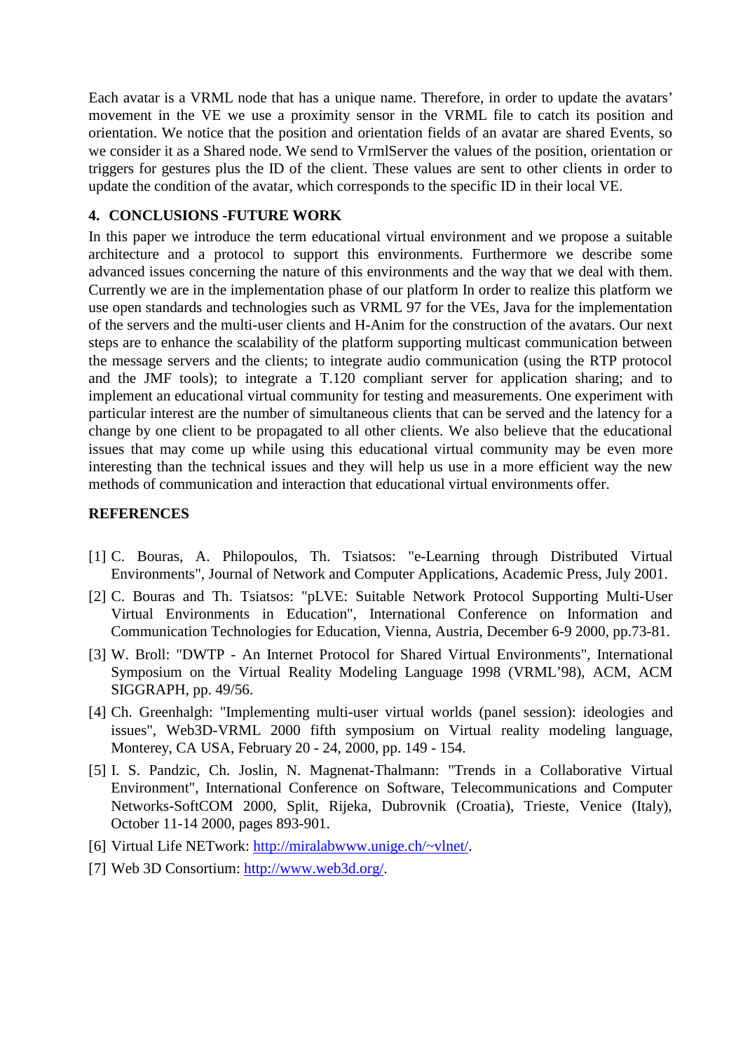Each avatar is a VRML node that has a unique name. Therefore, in order to update the avatars' movement in the VE we use a proximity sensor in the VRML file to catch its position and orientation. We notice that the position and orientation fields of an avatar are shared Events, so we consider it as a Shared node. We send to VrmlServer the values of the position, orientation or triggers for gestures plus the ID of the client. These values are sent to other clients in order to update the condition of the avatar, which corresponds to the specific ID in their local VE.

## 4. CONCLUSIONS -FUTURE WORK

In this paper we introduce the term educational virtual environment and we propose a suitable architecture and a protocol to support this environments. Furthermore we describe some advanced issues concerning the nature of this environments and the way that we deal with them. Currently we are in the implementation phase of our platform In order to realize this platform we use open standards and technologies such as VRML 97 for the VEs, Java for the implementation of the servers and the multi-user clients and H-Anim for the construction of the avatars. Our next steps are to enhance the scalability of the platform supporting multicast communication between the message servers and the clients; to integrate audio communication (using the RTP protocol and the JMF tools); to integrate a T.120 compliant server for application sharing; and to implement an educational virtual community for testing and measurements. One experiment with particular interest are the number of simultaneous clients that can be served and the latency for a change by one client to be propagated to all other clients. We also believe that the educational issues that may come up while using this educational virtual community may be even more interesting than the technical issues and they will help us use in a more efficient way the new methods of communication and interaction that educational virtual environments offer.

## REFERENCES

[1] C. Bouras, A. Philopoulos, Th. Tsiatsos: "e-Learning through Distributed Virtual Environments", Journal of Network and Computer Applications, Academic Press, July 2001.

[2] C. Bouras and Th. Tsiatsos: "pLVE: Suitable Network Protocol Supporting Multi-User Virtual Environments in Education", International Conference on Information and Communication Technologies for Education, Vienna, Austria, December 6-9 2000, pp.73-81.

[3] W. Broll: "DWTP - An Internet Protocol for Shared Virtual Environments", International Symposium on the Virtual Reality Modeling Language 1998 (VRML'98), ACM, ACM SIGGRAPH, pp. 49/56.

[4] Ch. Greenhalgh: "Implementing multi-user virtual worlds (panel session): ideologies and issues", Web3D-VRML 2000 fifth symposium on Virtual reality modeling language, Monterey, CA USA, February 20 - 24, 2000, pp. 149 - 154.

[5] I. S. Pandzic, Ch. Joslin, N. Magnenat-Thalmann: "Trends in a Collaborative Virtual Environment", International Conference on Software, Telecommunications and Computer Networks-SoftCOM 2000, Split, Rijeka, Dubrovnik (Croatia), Trieste, Venice (Italy), October 11-14 2000, pages 893-901.

[6] Virtual Life NETwork: http://miralabwww.unige.ch/~vlnet/.

[7] Web 3D Consortium: http://www.web3d.org/.